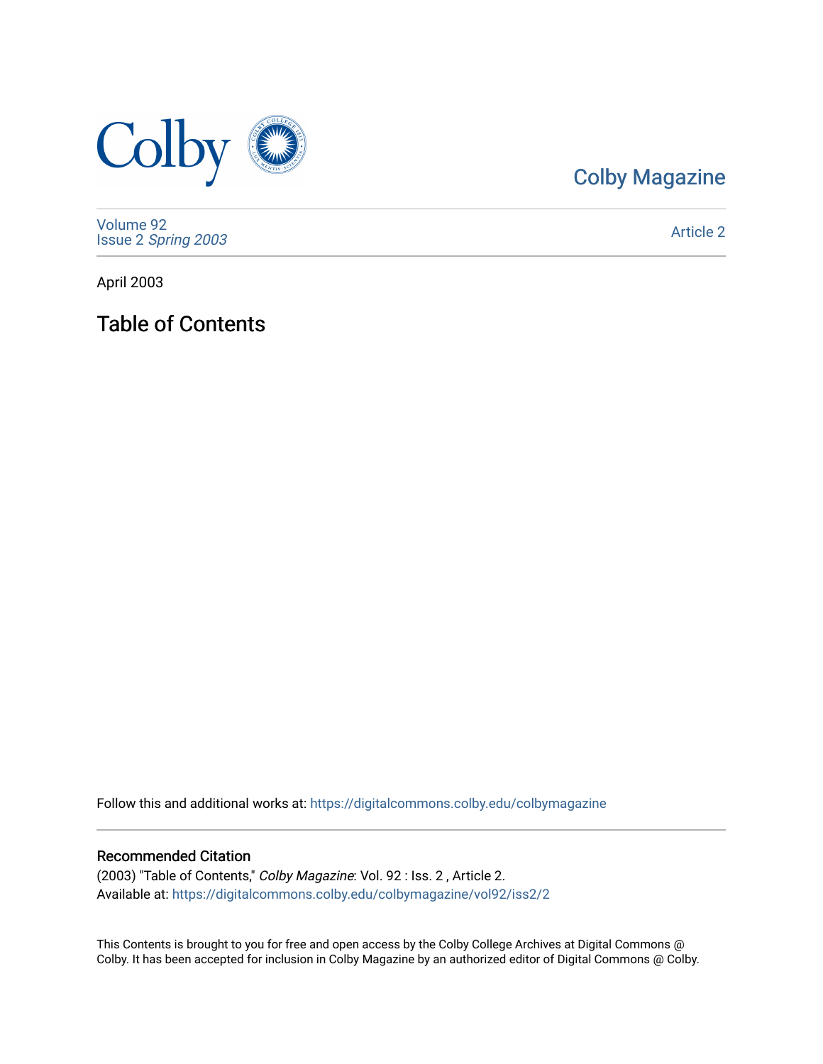Colby Magazine

Volume 92
Issue 2 *Spring 2003*

Article 2

April 2003

# Table of Contents

Follow this and additional works at: https://digitalcommons.colby.edu/colbymagazine

## Recommended Citation

(2003) "Table of Contents," *Colby Magazine*: Vol. 92 : Iss. 2 , Article 2.
Available at: https://digitalcommons.colby.edu/colbymagazine/vol92/iss2/2

This Contents is brought to you for free and open access by the Colby College Archives at Digital Commons @ Colby. It has been accepted for inclusion in Colby Magazine by an authorized editor of Digital Commons @ Colby.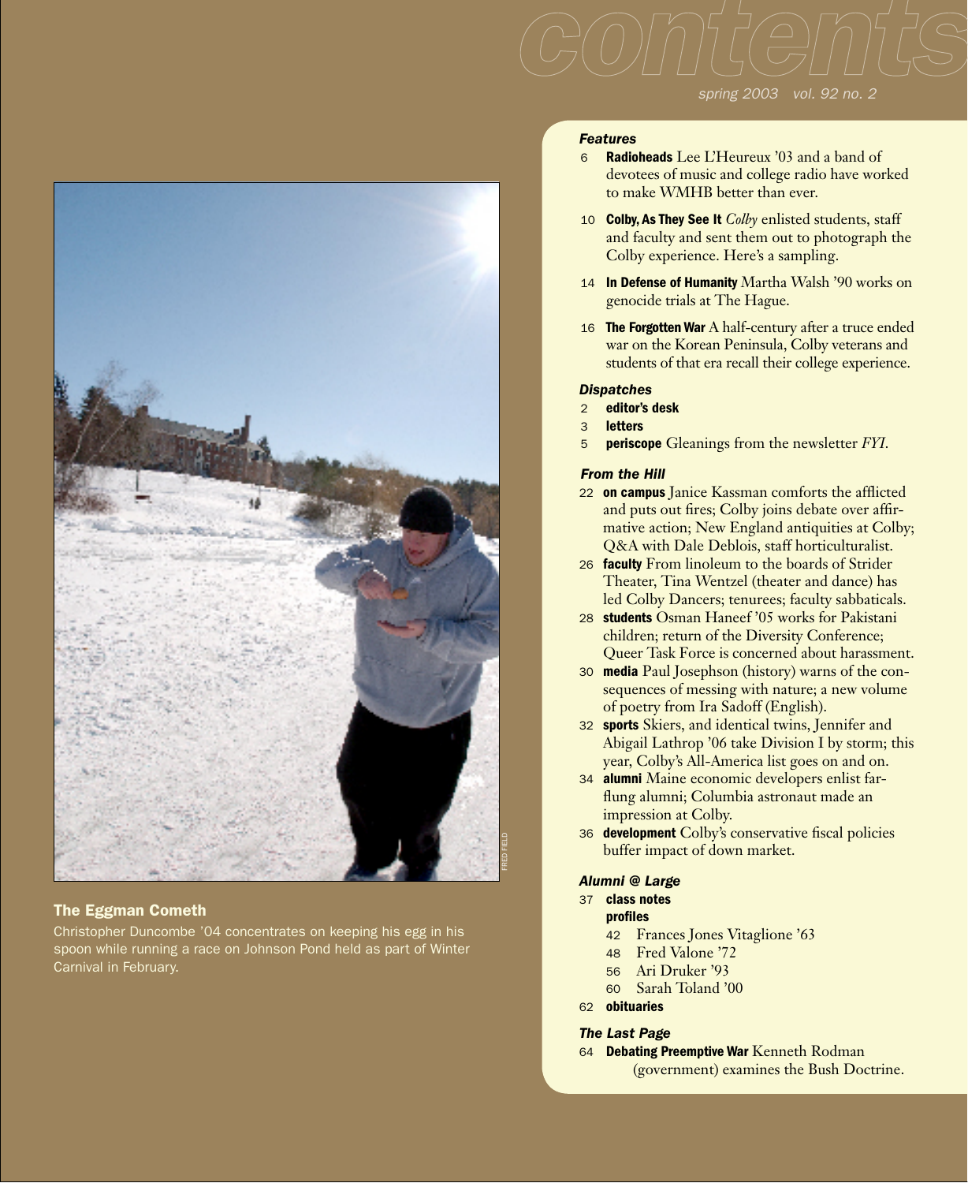# contents

*spring 2003 vol. 92 no. 2*

### *Features*

6 **Radioheads** Lee L'Heureux '03 and a band of devotees of music and college radio have worked to make WMHB better than ever.

10 **Colby, As They See It** *Colby* enlisted students, staff and faculty and sent them out to photograph the Colby experience. Here's a sampling.

14 **In Defense of Humanity** Martha Walsh '90 works on genocide trials at The Hague.

16 **The Forgotten War** A half-century after a truce ended war on the Korean Peninsula, Colby veterans and students of that era recall their college experience.

### *Dispatches*

2 **editor's desk**

3 **letters**

5 **periscope** Gleanings from the newsletter *FYI*.

### *From the Hill*

22 **on campus** Janice Kassman comforts the afflicted and puts out fires; Colby joins debate over affirmative action; New England antiquities at Colby; Q&A with Dale Deblois, staff horticulturalist.

26 **faculty** From linoleum to the boards of Strider Theater, Tina Wentzel (theater and dance) has led Colby Dancers; tenurees; faculty sabbaticals.

28 **students** Osman Haneef '05 works for Pakistani children; return of the Diversity Conference; Queer Task Force is concerned about harassment.

30 **media** Paul Josephson (history) warns of the consequences of messing with nature; a new volume of poetry from Ira Sadoff (English).

32 **sports** Skiers, and identical twins, Jennifer and Abigail Lathrop '06 take Division I by storm; this year, Colby's All-America list goes on and on.

34 **alumni** Maine economic developers enlist far-flung alumni; Columbia astronaut made an impression at Colby.

36 **development** Colby's conservative fiscal policies buffer impact of down market.

### *Alumni @ Large*

37 **class notes**

**profiles**

- 42 Frances Jones Vitaglione '63
- 48 Fred Valone '72
- 56 Ari Druker '93
- 60 Sarah Toland '00

62 **obituaries**

### *The Last Page*

64 **Debating Preemptive War** Kenneth Rodman (government) examines the Bush Doctrine.

FRED FIELD

**The Eggman Cometh**

Christopher Duncombe '04 concentrates on keeping his egg in his spoon while running a race on Johnson Pond held as part of Winter Carnival in February.